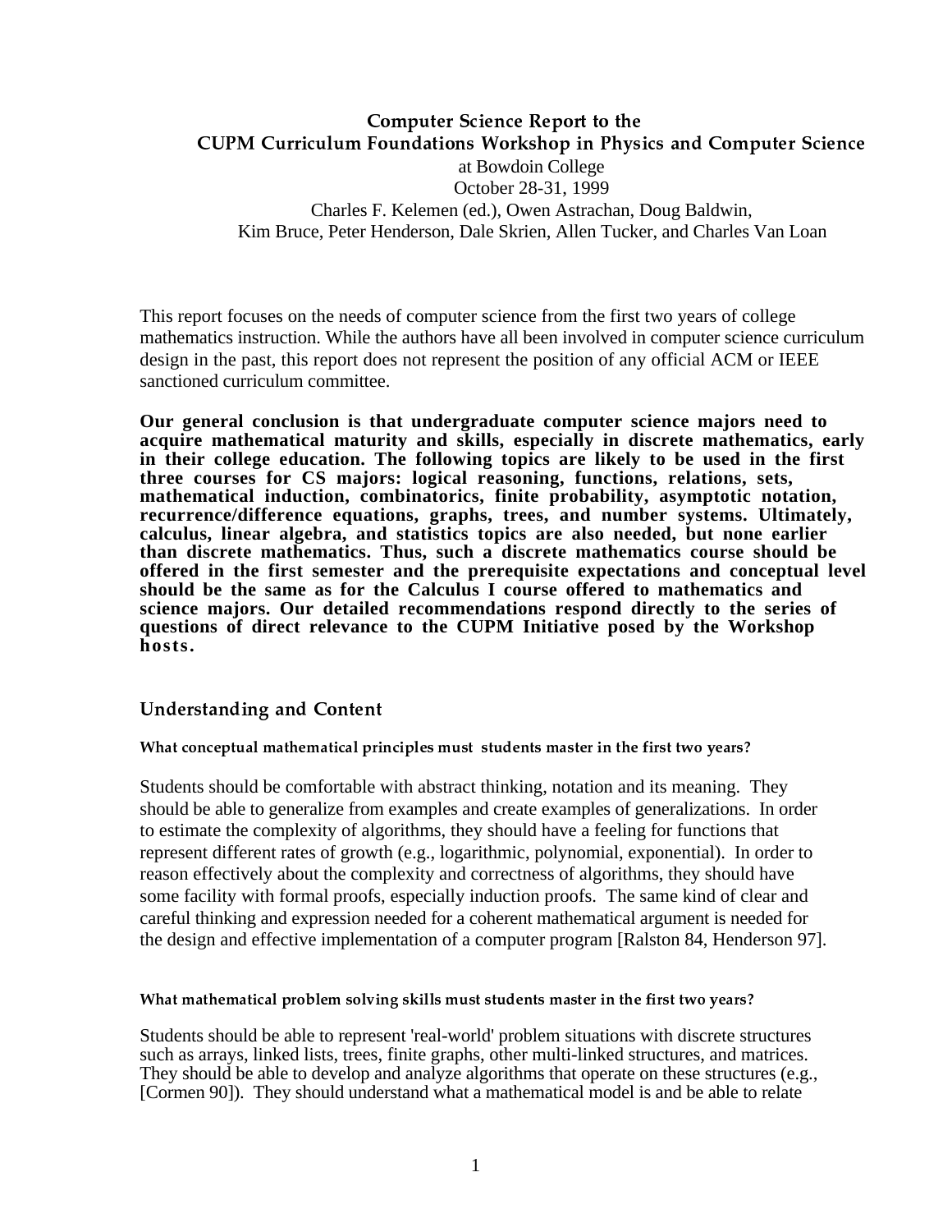# Computer Science Report to the CUPM Curriculum Foundations Workshop in Physics and Computer Science

at Bowdoin College

October 28-31, 1999

Charles F. Kelemen (ed.), Owen Astrachan, Doug Baldwin, Kim Bruce, Peter Henderson, Dale Skrien, Allen Tucker, and Charles Van Loan

This report focuses on the needs of computer science from the first two years of college mathematics instruction. While the authors have all been involved in computer science curriculum design in the past, this report does not represent the position of any official ACM or IEEE sanctioned curriculum committee.

**Our general conclusion is that undergraduate computer science majors need to acquire mathematical maturity and skills, especially in discrete mathematics, early in their college education. The following topics are likely to be used in the first three courses for CS majors: logical reasoning, functions, relations, sets, mathematical induction, combinatorics, finite probability, asymptotic notation, recurrence/difference equations, graphs, trees, and number systems. Ultimately, calculus, linear algebra, and statistics topics are also needed, but none earlier than discrete mathematics. Thus, such a discrete mathematics course should be offered in the first semester and the prerequisite expectations and conceptual level should be the same as for the Calculus I course offered to mathematics and science majors. Our detailed recommendations respond directly to the series of questions of direct relevance to the CUPM Initiative posed by the Workshop hosts.**

## Understanding and Content

#### What conceptual mathematical principles must students master in the first two years?

Students should be comfortable with abstract thinking, notation and its meaning. They should be able to generalize from examples and create examples of generalizations. In order to estimate the complexity of algorithms, they should have a feeling for functions that represent different rates of growth (e.g., logarithmic, polynomial, exponential). In order to reason effectively about the complexity and correctness of algorithms, they should have some facility with formal proofs, especially induction proofs. The same kind of clear and careful thinking and expression needed for a coherent mathematical argument is needed for the design and effective implementation of a computer program [Ralston 84, Henderson 97].

#### What mathematical problem solving skills must students master in the first two years?

Students should be able to represent 'real-world' problem situations with discrete structures such as arrays, linked lists, trees, finite graphs, other multi-linked structures, and matrices. They should be able to develop and analyze algorithms that operate on these structures (e.g., [Cormen 90]). They should understand what a mathematical model is and be able to relate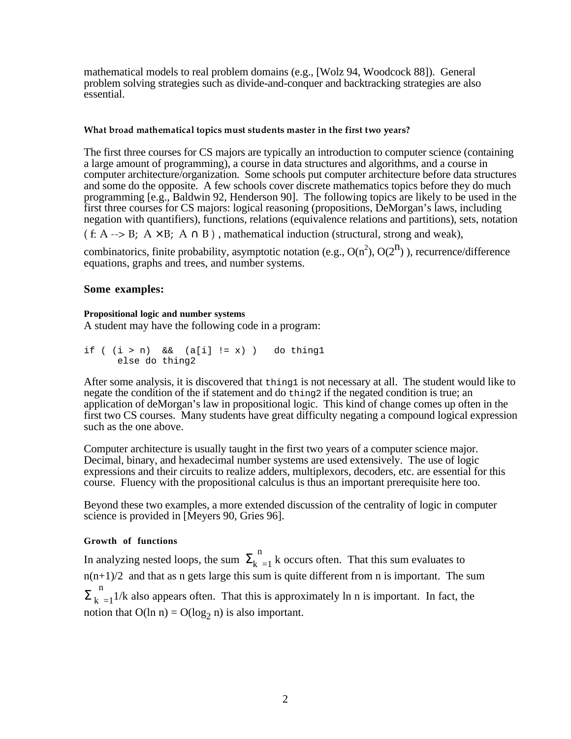mathematical models to real problem domains (e.g., [Wolz 94, Woodcock 88]). General problem solving strategies such as divide-and-conquer and backtracking strategies are also essential.

#### What broad mathematical topics must students master in the first two years?

The first three courses for CS majors are typically an introduction to computer science (containing a large amount of programming), a course in data structures and algorithms, and a course in computer architecture/organization. Some schools put computer architecture before data structures and some do the opposite. A few schools cover discrete mathematics topics before they do much programming [e.g., Baldwin 92, Henderson 90]. The following topics are likely to be used in the first three courses for CS majors: logical reasoning (propositions, DeMorgan's laws, including negation with quantifiers), functions, relations (equivalence relations and partitions), sets, notation ( $f: A \dashrightarrow B$; $A \times B$; $A \cap B$ ) , mathematical induction (structural, strong and weak), combinatorics, finite probability, asymptotic notation (e.g., $O(n^2)$, $O(2^n)$ ), recurrence/difference equations, graphs and trees, and number systems.

### Some examples:

**Propositional logic and number systems**

A student may have the following code in a program:

```
if ( (i > n)  &&  (a[i] != x) )   do thing1
      else do thing2
```

After some analysis, it is discovered that `thing1` is not necessary at all. The student would like to negate the condition of the if statement and do `thing2` if the negated condition is true; an application of deMorgan's law in propositional logic. This kind of change comes up often in the first two CS courses. Many students have great difficulty negating a compound logical expression such as the one above.

Computer architecture is usually taught in the first two years of a computer science major. Decimal, binary, and hexadecimal number systems are used extensively. The use of logic expressions and their circuits to realize adders, multiplexors, decoders, etc. are essential for this course. Fluency with the propositional calculus is thus an important prerequisite here too.

Beyond these two examples, a more extended discussion of the centrality of logic in computer science is provided in [Meyers 90, Gries 96].

**Growth of functions**

In analyzing nested loops, the sum $\sum_{k=1}^{n} k$ occurs often. That this sum evaluates to $n(n+1)/2$ and that as n gets large this sum is quite different from n is important. The sum $\sum_{k=1}^{n} 1/k$ also appears often. That this is approximately ln n is important. In fact, the notion that $O(\ln n) = O(\log_2 n)$ is also important.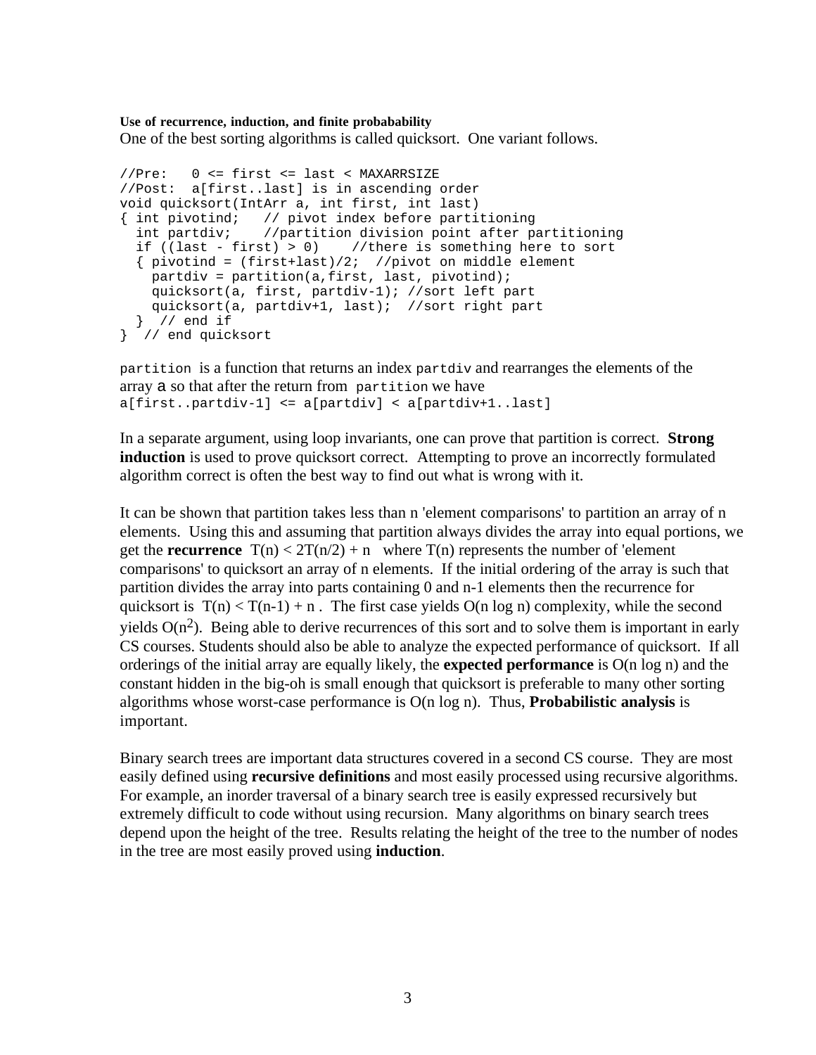**Use of recurrence, induction, and finite probabability**

One of the best sorting algorithms is called quicksort. One variant follows.

```
//Pre:   0 <= first <= last < MAXARRSIZE
//Post:  a[first..last] is in ascending order
void quicksort(IntArr a, int first, int last)
{ int pivotind;   // pivot index before partitioning
  int partdiv;    //partition division point after partitioning
  if ((last - first) > 0)    //there is something here to sort
  { pivotind = (first+last)/2;  //pivot on middle element
    partdiv = partition(a,first, last, pivotind);
    quicksort(a, first, partdiv-1); //sort left part
    quicksort(a, partdiv+1, last);  //sort right part
  }  // end if
}  // end quicksort
```

`partition` is a function that returns an index `partdiv` and rearranges the elements of the array a so that after the return from `partition` we have
`a[first..partdiv-1] <= a[partdiv] < a[partdiv+1..last]`

In a separate argument, using loop invariants, one can prove that partition is correct. **Strong induction** is used to prove quicksort correct. Attempting to prove an incorrectly formulated algorithm correct is often the best way to find out what is wrong with it.

It can be shown that partition takes less than n 'element comparisons' to partition an array of n elements. Using this and assuming that partition always divides the array into equal portions, we get the **recurrence** $T(n) < 2T(n/2) + n$ where $T(n)$ represents the number of 'element comparisons' to quicksort an array of n elements. If the initial ordering of the array is such that partition divides the array into parts containing 0 and n-1 elements then the recurrence for quicksort is $T(n) < T(n-1) + n$ . The first case yields $O(n \log n)$ complexity, while the second yields $O(n^2)$. Being able to derive recurrences of this sort and to solve them is important in early CS courses. Students should also be able to analyze the expected performance of quicksort. If all orderings of the initial array are equally likely, the **expected performance** is $O(n \log n)$ and the constant hidden in the big-oh is small enough that quicksort is preferable to many other sorting algorithms whose worst-case performance is $O(n \log n)$. Thus, **Probabilistic analysis** is important.

Binary search trees are important data structures covered in a second CS course. They are most easily defined using **recursive definitions** and most easily processed using recursive algorithms. For example, an inorder traversal of a binary search tree is easily expressed recursively but extremely difficult to code without using recursion. Many algorithms on binary search trees depend upon the height of the tree. Results relating the height of the tree to the number of nodes in the tree are most easily proved using **induction**.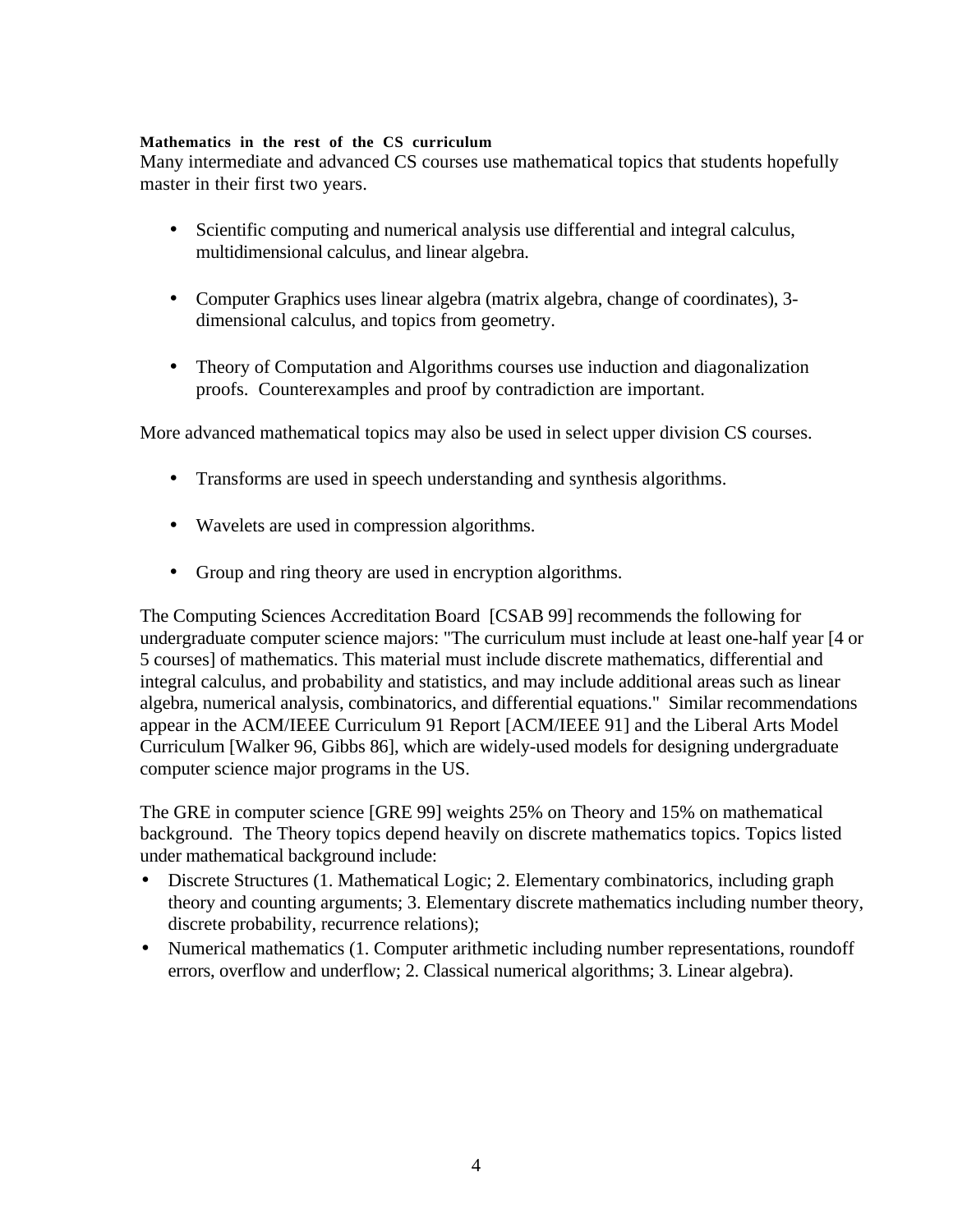**Mathematics in the rest of the CS curriculum**

Many intermediate and advanced CS courses use mathematical topics that students hopefully master in their first two years.

- Scientific computing and numerical analysis use differential and integral calculus, multidimensional calculus, and linear algebra.
- Computer Graphics uses linear algebra (matrix algebra, change of coordinates), 3-dimensional calculus, and topics from geometry.
- Theory of Computation and Algorithms courses use induction and diagonalization proofs. Counterexamples and proof by contradiction are important.

More advanced mathematical topics may also be used in select upper division CS courses.

- Transforms are used in speech understanding and synthesis algorithms.
- Wavelets are used in compression algorithms.
- Group and ring theory are used in encryption algorithms.

The Computing Sciences Accreditation Board [CSAB 99] recommends the following for undergraduate computer science majors: "The curriculum must include at least one-half year [4 or 5 courses] of mathematics. This material must include discrete mathematics, differential and integral calculus, and probability and statistics, and may include additional areas such as linear algebra, numerical analysis, combinatorics, and differential equations." Similar recommendations appear in the ACM/IEEE Curriculum 91 Report [ACM/IEEE 91] and the Liberal Arts Model Curriculum [Walker 96, Gibbs 86], which are widely-used models for designing undergraduate computer science major programs in the US.

The GRE in computer science [GRE 99] weights 25% on Theory and 15% on mathematical background. The Theory topics depend heavily on discrete mathematics topics. Topics listed under mathematical background include:

- Discrete Structures (1. Mathematical Logic; 2. Elementary combinatorics, including graph theory and counting arguments; 3. Elementary discrete mathematics including number theory, discrete probability, recurrence relations);
- Numerical mathematics (1. Computer arithmetic including number representations, roundoff errors, overflow and underflow; 2. Classical numerical algorithms; 3. Linear algebra).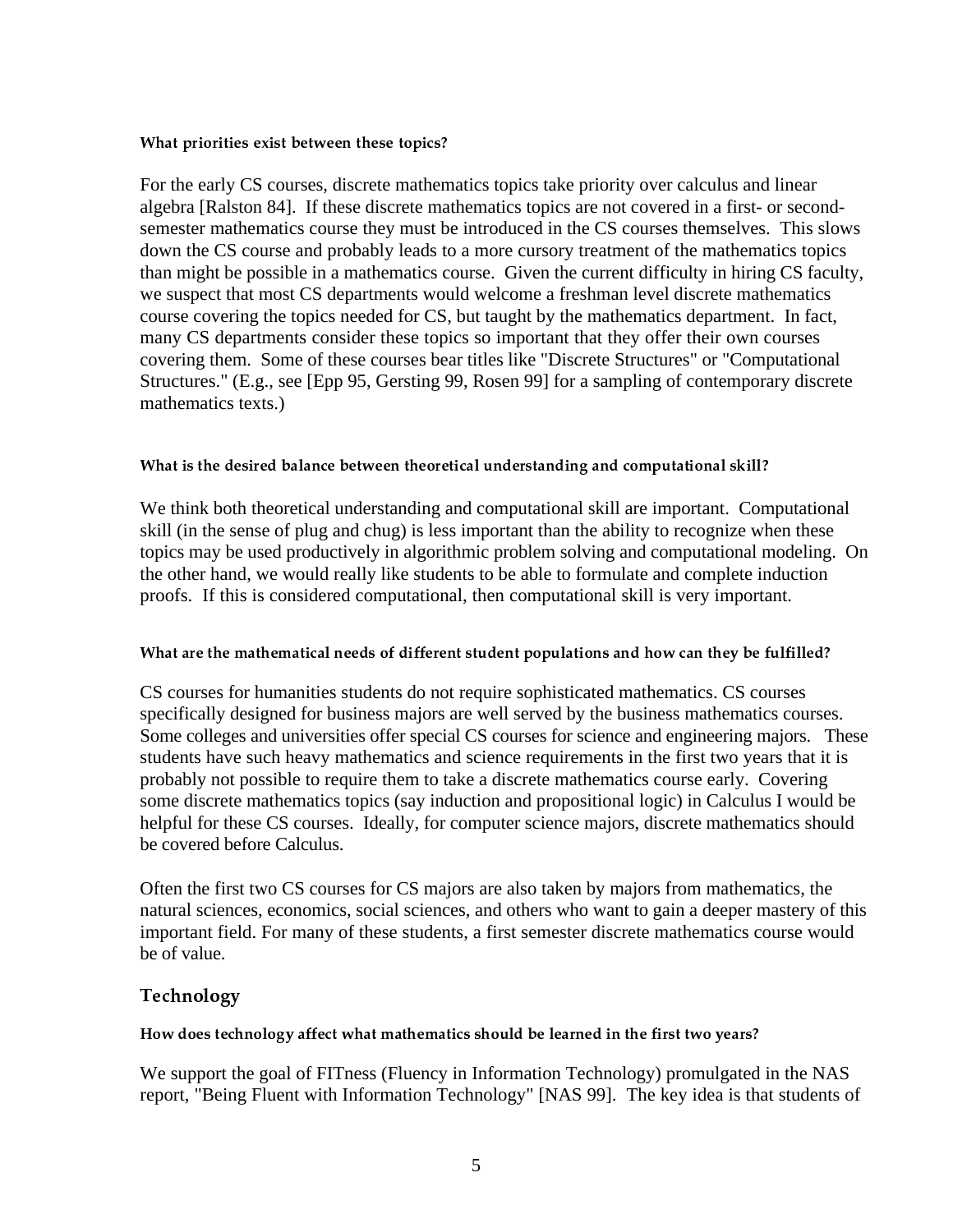#### What priorities exist between these topics?

For the early CS courses, discrete mathematics topics take priority over calculus and linear algebra [Ralston 84]. If these discrete mathematics topics are not covered in a first- or second-semester mathematics course they must be introduced in the CS courses themselves. This slows down the CS course and probably leads to a more cursory treatment of the mathematics topics than might be possible in a mathematics course. Given the current difficulty in hiring CS faculty, we suspect that most CS departments would welcome a freshman level discrete mathematics course covering the topics needed for CS, but taught by the mathematics department. In fact, many CS departments consider these topics so important that they offer their own courses covering them. Some of these courses bear titles like "Discrete Structures" or "Computational Structures." (E.g., see [Epp 95, Gersting 99, Rosen 99] for a sampling of contemporary discrete mathematics texts.)

#### What is the desired balance between theoretical understanding and computational skill?

We think both theoretical understanding and computational skill are important. Computational skill (in the sense of plug and chug) is less important than the ability to recognize when these topics may be used productively in algorithmic problem solving and computational modeling. On the other hand, we would really like students to be able to formulate and complete induction proofs. If this is considered computational, then computational skill is very important.

#### What are the mathematical needs of different student populations and how can they be fulfilled?

CS courses for humanities students do not require sophisticated mathematics. CS courses specifically designed for business majors are well served by the business mathematics courses. Some colleges and universities offer special CS courses for science and engineering majors. These students have such heavy mathematics and science requirements in the first two years that it is probably not possible to require them to take a discrete mathematics course early. Covering some discrete mathematics topics (say induction and propositional logic) in Calculus I would be helpful for these CS courses. Ideally, for computer science majors, discrete mathematics should be covered before Calculus.

Often the first two CS courses for CS majors are also taken by majors from mathematics, the natural sciences, economics, social sciences, and others who want to gain a deeper mastery of this important field. For many of these students, a first semester discrete mathematics course would be of value.

### Technology

#### How does technology affect what mathematics should be learned in the first two years?

We support the goal of FITness (Fluency in Information Technology) promulgated in the NAS report, "Being Fluent with Information Technology" [NAS 99]. The key idea is that students of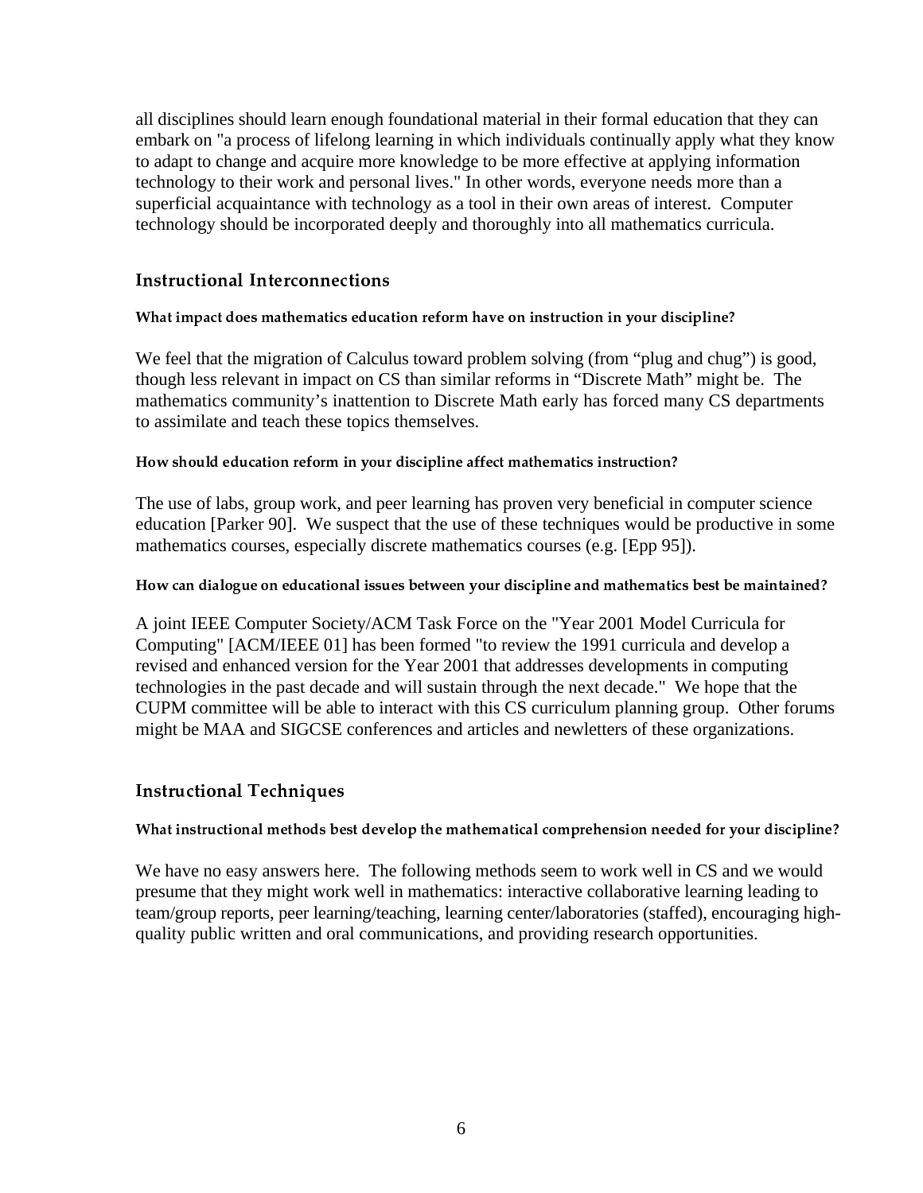all disciplines should learn enough foundational material in their formal education that they can embark on "a process of lifelong learning in which individuals continually apply what they know to adapt to change and acquire more knowledge to be more effective at applying information technology to their work and personal lives." In other words, everyone needs more than a superficial acquaintance with technology as a tool in their own areas of interest. Computer technology should be incorporated deeply and thoroughly into all mathematics curricula.

## Instructional Interconnections

#### What impact does mathematics education reform have on instruction in your discipline?

We feel that the migration of Calculus toward problem solving (from "plug and chug") is good, though less relevant in impact on CS than similar reforms in "Discrete Math" might be. The mathematics community's inattention to Discrete Math early has forced many CS departments to assimilate and teach these topics themselves.

#### How should education reform in your discipline affect mathematics instruction?

The use of labs, group work, and peer learning has proven very beneficial in computer science education [Parker 90]. We suspect that the use of these techniques would be productive in some mathematics courses, especially discrete mathematics courses (e.g. [Epp 95]).

#### How can dialogue on educational issues between your discipline and mathematics best be maintained?

A joint IEEE Computer Society/ACM Task Force on the "Year 2001 Model Curricula for Computing" [ACM/IEEE 01] has been formed "to review the 1991 curricula and develop a revised and enhanced version for the Year 2001 that addresses developments in computing technologies in the past decade and will sustain through the next decade." We hope that the CUPM committee will be able to interact with this CS curriculum planning group. Other forums might be MAA and SIGCSE conferences and articles and newletters of these organizations.

## Instructional Techniques

#### What instructional methods best develop the mathematical comprehension needed for your discipline?

We have no easy answers here. The following methods seem to work well in CS and we would presume that they might work well in mathematics: interactive collaborative learning leading to team/group reports, peer learning/teaching, learning center/laboratories (staffed), encouraging high-quality public written and oral communications, and providing research opportunities.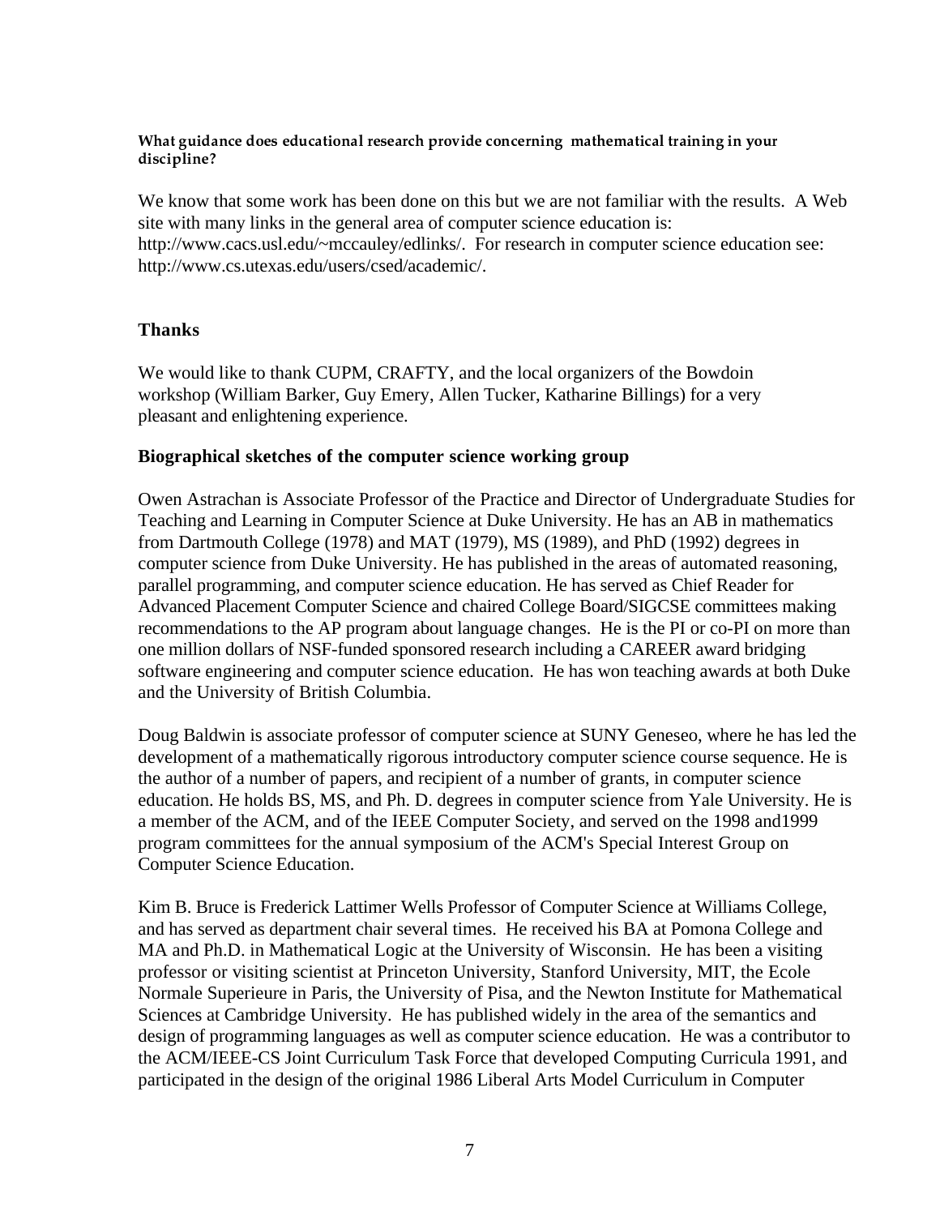**What guidance does educational research provide concerning mathematical training in your discipline?**

We know that some work has been done on this but we are not familiar with the results. A Web site with many links in the general area of computer science education is: http://www.cacs.usl.edu/~mccauley/edlinks/. For research in computer science education see: http://www.cs.utexas.edu/users/csed/academic/.

## Thanks

We would like to thank CUPM, CRAFTY, and the local organizers of the Bowdoin workshop (William Barker, Guy Emery, Allen Tucker, Katharine Billings) for a very pleasant and enlightening experience.

## Biographical sketches of the computer science working group

Owen Astrachan is Associate Professor of the Practice and Director of Undergraduate Studies for Teaching and Learning in Computer Science at Duke University. He has an AB in mathematics from Dartmouth College (1978) and MAT (1979), MS (1989), and PhD (1992) degrees in computer science from Duke University. He has published in the areas of automated reasoning, parallel programming, and computer science education. He has served as Chief Reader for Advanced Placement Computer Science and chaired College Board/SIGCSE committees making recommendations to the AP program about language changes. He is the PI or co-PI on more than one million dollars of NSF-funded sponsored research including a CAREER award bridging software engineering and computer science education. He has won teaching awards at both Duke and the University of British Columbia.

Doug Baldwin is associate professor of computer science at SUNY Geneseo, where he has led the development of a mathematically rigorous introductory computer science course sequence. He is the author of a number of papers, and recipient of a number of grants, in computer science education. He holds BS, MS, and Ph. D. degrees in computer science from Yale University. He is a member of the ACM, and of the IEEE Computer Society, and served on the 1998 and1999 program committees for the annual symposium of the ACM's Special Interest Group on Computer Science Education.

Kim B. Bruce is Frederick Lattimer Wells Professor of Computer Science at Williams College, and has served as department chair several times. He received his BA at Pomona College and MA and Ph.D. in Mathematical Logic at the University of Wisconsin. He has been a visiting professor or visiting scientist at Princeton University, Stanford University, MIT, the Ecole Normale Superieure in Paris, the University of Pisa, and the Newton Institute for Mathematical Sciences at Cambridge University. He has published widely in the area of the semantics and design of programming languages as well as computer science education. He was a contributor to the ACM/IEEE-CS Joint Curriculum Task Force that developed Computing Curricula 1991, and participated in the design of the original 1986 Liberal Arts Model Curriculum in Computer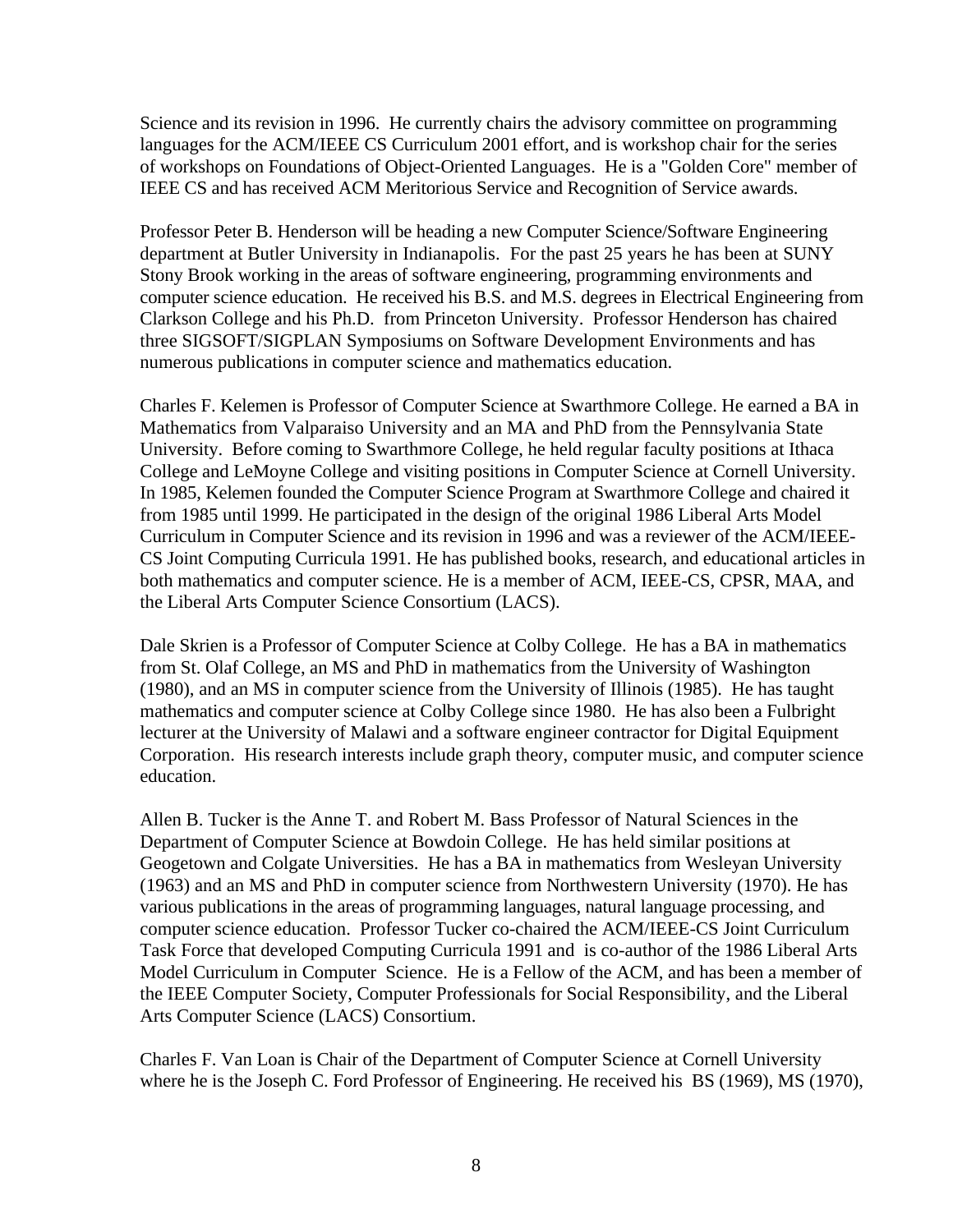Science and its revision in 1996. He currently chairs the advisory committee on programming languages for the ACM/IEEE CS Curriculum 2001 effort, and is workshop chair for the series of workshops on Foundations of Object-Oriented Languages. He is a "Golden Core" member of IEEE CS and has received ACM Meritorious Service and Recognition of Service awards.

Professor Peter B. Henderson will be heading a new Computer Science/Software Engineering department at Butler University in Indianapolis. For the past 25 years he has been at SUNY Stony Brook working in the areas of software engineering, programming environments and computer science education. He received his B.S. and M.S. degrees in Electrical Engineering from Clarkson College and his Ph.D. from Princeton University. Professor Henderson has chaired three SIGSOFT/SIGPLAN Symposiums on Software Development Environments and has numerous publications in computer science and mathematics education.

Charles F. Kelemen is Professor of Computer Science at Swarthmore College. He earned a BA in Mathematics from Valparaiso University and an MA and PhD from the Pennsylvania State University. Before coming to Swarthmore College, he held regular faculty positions at Ithaca College and LeMoyne College and visiting positions in Computer Science at Cornell University. In 1985, Kelemen founded the Computer Science Program at Swarthmore College and chaired it from 1985 until 1999. He participated in the design of the original 1986 Liberal Arts Model Curriculum in Computer Science and its revision in 1996 and was a reviewer of the ACM/IEEE-CS Joint Computing Curricula 1991. He has published books, research, and educational articles in both mathematics and computer science. He is a member of ACM, IEEE-CS, CPSR, MAA, and the Liberal Arts Computer Science Consortium (LACS).

Dale Skrien is a Professor of Computer Science at Colby College. He has a BA in mathematics from St. Olaf College, an MS and PhD in mathematics from the University of Washington (1980), and an MS in computer science from the University of Illinois (1985). He has taught mathematics and computer science at Colby College since 1980. He has also been a Fulbright lecturer at the University of Malawi and a software engineer contractor for Digital Equipment Corporation. His research interests include graph theory, computer music, and computer science education.

Allen B. Tucker is the Anne T. and Robert M. Bass Professor of Natural Sciences in the Department of Computer Science at Bowdoin College. He has held similar positions at Geogetown and Colgate Universities. He has a BA in mathematics from Wesleyan University (1963) and an MS and PhD in computer science from Northwestern University (1970). He has various publications in the areas of programming languages, natural language processing, and computer science education. Professor Tucker co-chaired the ACM/IEEE-CS Joint Curriculum Task Force that developed Computing Curricula 1991 and is co-author of the 1986 Liberal Arts Model Curriculum in Computer Science. He is a Fellow of the ACM, and has been a member of the IEEE Computer Society, Computer Professionals for Social Responsibility, and the Liberal Arts Computer Science (LACS) Consortium.

Charles F. Van Loan is Chair of the Department of Computer Science at Cornell University where he is the Joseph C. Ford Professor of Engineering. He received his BS (1969), MS (1970),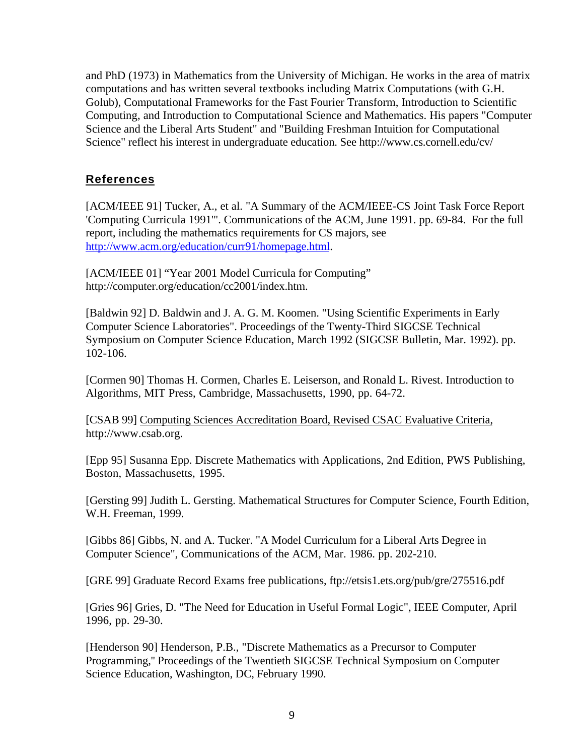and PhD (1973) in Mathematics from the University of Michigan. He works in the area of matrix computations and has written several textbooks including Matrix Computations (with G.H. Golub), Computational Frameworks for the Fast Fourier Transform, Introduction to Scientific Computing, and Introduction to Computational Science and Mathematics. His papers "Computer Science and the Liberal Arts Student" and "Building Freshman Intuition for Computational Science" reflect his interest in undergraduate education. See http://www.cs.cornell.edu/cv/

## References

[ACM/IEEE 91] Tucker, A., et al. "A Summary of the ACM/IEEE-CS Joint Task Force Report 'Computing Curricula 1991'". Communications of the ACM, June 1991. pp. 69-84. For the full report, including the mathematics requirements for CS majors, see http://www.acm.org/education/curr91/homepage.html.

[ACM/IEEE 01] "Year 2001 Model Curricula for Computing" http://computer.org/education/cc2001/index.htm.

[Baldwin 92] D. Baldwin and J. A. G. M. Koomen. "Using Scientific Experiments in Early Computer Science Laboratories". Proceedings of the Twenty-Third SIGCSE Technical Symposium on Computer Science Education, March 1992 (SIGCSE Bulletin, Mar. 1992). pp. 102-106.

[Cormen 90] Thomas H. Cormen, Charles E. Leiserson, and Ronald L. Rivest. Introduction to Algorithms, MIT Press, Cambridge, Massachusetts, 1990, pp. 64-72.

[CSAB 99] Computing Sciences Accreditation Board, Revised CSAC Evaluative Criteria, http://www.csab.org.

[Epp 95] Susanna Epp. Discrete Mathematics with Applications, 2nd Edition, PWS Publishing, Boston, Massachusetts, 1995.

[Gersting 99] Judith L. Gersting. Mathematical Structures for Computer Science, Fourth Edition, W.H. Freeman, 1999.

[Gibbs 86] Gibbs, N. and A. Tucker. "A Model Curriculum for a Liberal Arts Degree in Computer Science", Communications of the ACM, Mar. 1986. pp. 202-210.

[GRE 99] Graduate Record Exams free publications, ftp://etsis1.ets.org/pub/gre/275516.pdf

[Gries 96] Gries, D. "The Need for Education in Useful Formal Logic", IEEE Computer, April 1996, pp. 29-30.

[Henderson 90] Henderson, P.B., "Discrete Mathematics as a Precursor to Computer Programming," Proceedings of the Twentieth SIGCSE Technical Symposium on Computer Science Education, Washington, DC, February 1990.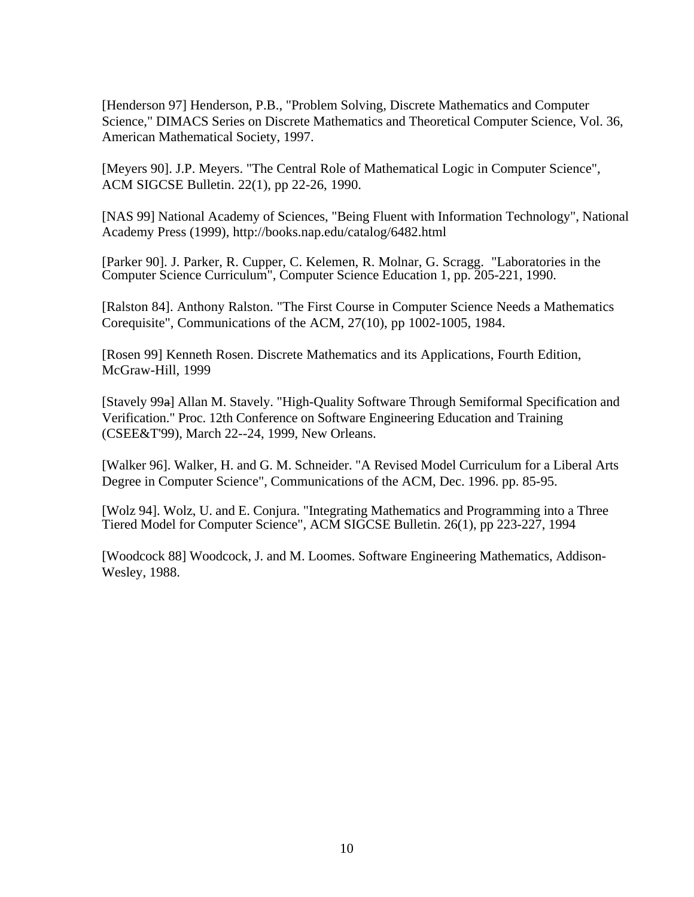[Henderson 97] Henderson, P.B., "Problem Solving, Discrete Mathematics and Computer Science," DIMACS Series on Discrete Mathematics and Theoretical Computer Science, Vol. 36, American Mathematical Society, 1997.

[Meyers 90]. J.P. Meyers. "The Central Role of Mathematical Logic in Computer Science", ACM SIGCSE Bulletin. 22(1), pp 22-26, 1990.

[NAS 99] National Academy of Sciences, "Being Fluent with Information Technology", National Academy Press (1999), http://books.nap.edu/catalog/6482.html

[Parker 90]. J. Parker, R. Cupper, C. Kelemen, R. Molnar, G. Scragg. "Laboratories in the Computer Science Curriculum", Computer Science Education 1, pp. 205-221, 1990.

[Ralston 84]. Anthony Ralston. "The First Course in Computer Science Needs a Mathematics Corequisite", Communications of the ACM, 27(10), pp 1002-1005, 1984.

[Rosen 99] Kenneth Rosen. Discrete Mathematics and its Applications, Fourth Edition, McGraw-Hill, 1999

[Stavely 99a] Allan M. Stavely. "High-Quality Software Through Semiformal Specification and Verification." Proc. 12th Conference on Software Engineering Education and Training (CSEE&T'99), March 22--24, 1999, New Orleans.

[Walker 96]. Walker, H. and G. M. Schneider. "A Revised Model Curriculum for a Liberal Arts Degree in Computer Science", Communications of the ACM, Dec. 1996. pp. 85-95.

[Wolz 94]. Wolz, U. and E. Conjura. "Integrating Mathematics and Programming into a Three Tiered Model for Computer Science", ACM SIGCSE Bulletin. 26(1), pp 223-227, 1994

[Woodcock 88] Woodcock, J. and M. Loomes. Software Engineering Mathematics, Addison-Wesley, 1988.